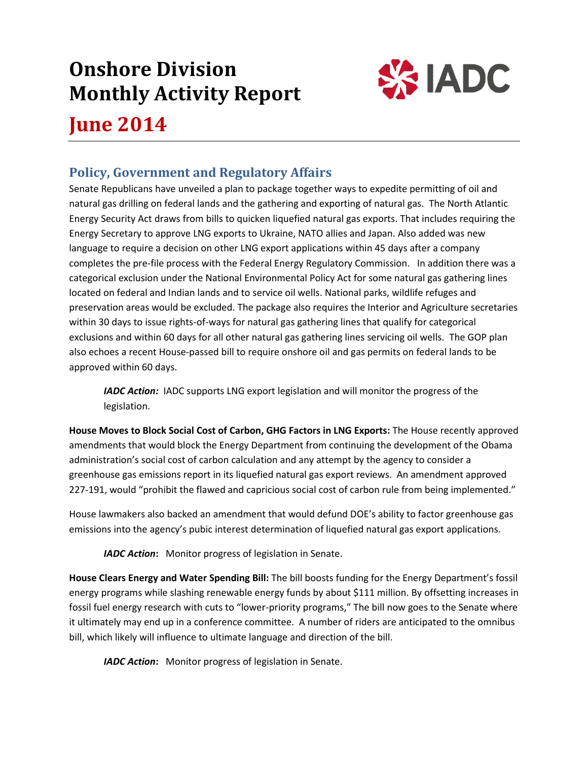# Onshore Division Monthly Activity Report

# June 2014

## Policy, Government and Regulatory Affairs

Senate Republicans have unveiled a plan to package together ways to expedite permitting of oil and natural gas drilling on federal lands and the gathering and exporting of natural gas. The North Atlantic Energy Security Act draws from bills to quicken liquefied natural gas exports. That includes requiring the Energy Secretary to approve LNG exports to Ukraine, NATO allies and Japan. Also added was new language to require a decision on other LNG export applications within 45 days after a company completes the pre-file process with the Federal Energy Regulatory Commission. In addition there was a categorical exclusion under the National Environmental Policy Act for some natural gas gathering lines located on federal and Indian lands and to service oil wells. National parks, wildlife refuges and preservation areas would be excluded. The package also requires the Interior and Agriculture secretaries within 30 days to issue rights-of-ways for natural gas gathering lines that qualify for categorical exclusions and within 60 days for all other natural gas gathering lines servicing oil wells. The GOP plan also echoes a recent House-passed bill to require onshore oil and gas permits on federal lands to be approved within 60 days.

> ***IADC Action:*** IADC supports LNG export legislation and will monitor the progress of the legislation.

**House Moves to Block Social Cost of Carbon, GHG Factors in LNG Exports:** The House recently approved amendments that would block the Energy Department from continuing the development of the Obama administration's social cost of carbon calculation and any attempt by the agency to consider a greenhouse gas emissions report in its liquefied natural gas export reviews. An amendment approved 227-191, would "prohibit the flawed and capricious social cost of carbon rule from being implemented."

House lawmakers also backed an amendment that would defund DOE's ability to factor greenhouse gas emissions into the agency's pubic interest determination of liquefied natural gas export applications.

> ***IADC Action*****:** Monitor progress of legislation in Senate.

**House Clears Energy and Water Spending Bill:** The bill boosts funding for the Energy Department's fossil energy programs while slashing renewable energy funds by about $111 million. By offsetting increases in fossil fuel energy research with cuts to "lower-priority programs," The bill now goes to the Senate where it ultimately may end up in a conference committee. A number of riders are anticipated to the omnibus bill, which likely will influence to ultimate language and direction of the bill.

> ***IADC Action*****:** Monitor progress of legislation in Senate.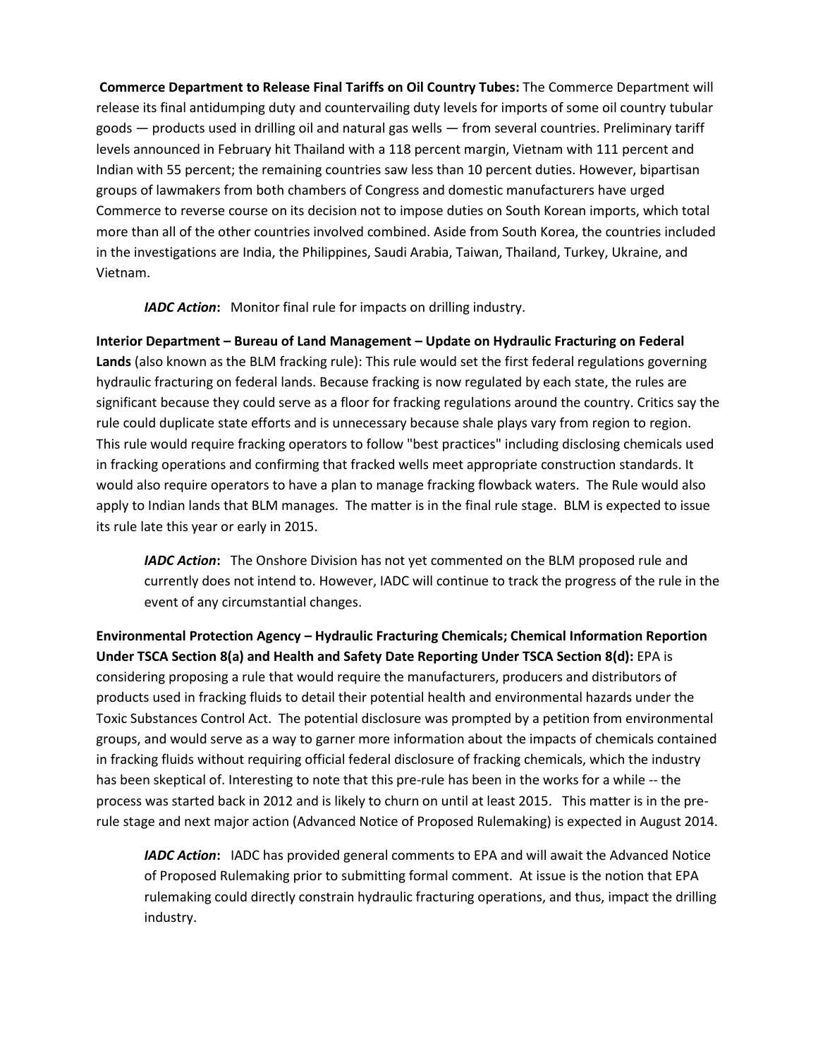**Commerce Department to Release Final Tariffs on Oil Country Tubes:** The Commerce Department will release its final antidumping duty and countervailing duty levels for imports of some oil country tubular goods — products used in drilling oil and natural gas wells — from several countries. Preliminary tariff levels announced in February hit Thailand with a 118 percent margin, Vietnam with 111 percent and Indian with 55 percent; the remaining countries saw less than 10 percent duties. However, bipartisan groups of lawmakers from both chambers of Congress and domestic manufacturers have urged Commerce to reverse course on its decision not to impose duties on South Korean imports, which total more than all of the other countries involved combined. Aside from South Korea, the countries included in the investigations are India, the Philippines, Saudi Arabia, Taiwan, Thailand, Turkey, Ukraine, and Vietnam.

> ***IADC Action*****:** Monitor final rule for impacts on drilling industry.

**Interior Department – Bureau of Land Management – Update on Hydraulic Fracturing on Federal Lands** (also known as the BLM fracking rule): This rule would set the first federal regulations governing hydraulic fracturing on federal lands. Because fracking is now regulated by each state, the rules are significant because they could serve as a floor for fracking regulations around the country. Critics say the rule could duplicate state efforts and is unnecessary because shale plays vary from region to region. This rule would require fracking operators to follow "best practices" including disclosing chemicals used in fracking operations and confirming that fracked wells meet appropriate construction standards. It would also require operators to have a plan to manage fracking flowback waters. The Rule would also apply to Indian lands that BLM manages. The matter is in the final rule stage. BLM is expected to issue its rule late this year or early in 2015.

> ***IADC Action*****:** The Onshore Division has not yet commented on the BLM proposed rule and currently does not intend to. However, IADC will continue to track the progress of the rule in the event of any circumstantial changes.

**Environmental Protection Agency – Hydraulic Fracturing Chemicals; Chemical Information Reportion Under TSCA Section 8(a) and Health and Safety Date Reporting Under TSCA Section 8(d):** EPA is considering proposing a rule that would require the manufacturers, producers and distributors of products used in fracking fluids to detail their potential health and environmental hazards under the Toxic Substances Control Act. The potential disclosure was prompted by a petition from environmental groups, and would serve as a way to garner more information about the impacts of chemicals contained in fracking fluids without requiring official federal disclosure of fracking chemicals, which the industry has been skeptical of. Interesting to note that this pre-rule has been in the works for a while -- the process was started back in 2012 and is likely to churn on until at least 2015. This matter is in the pre-rule stage and next major action (Advanced Notice of Proposed Rulemaking) is expected in August 2014.

> ***IADC Action*****:** IADC has provided general comments to EPA and will await the Advanced Notice of Proposed Rulemaking prior to submitting formal comment. At issue is the notion that EPA rulemaking could directly constrain hydraulic fracturing operations, and thus, impact the drilling industry.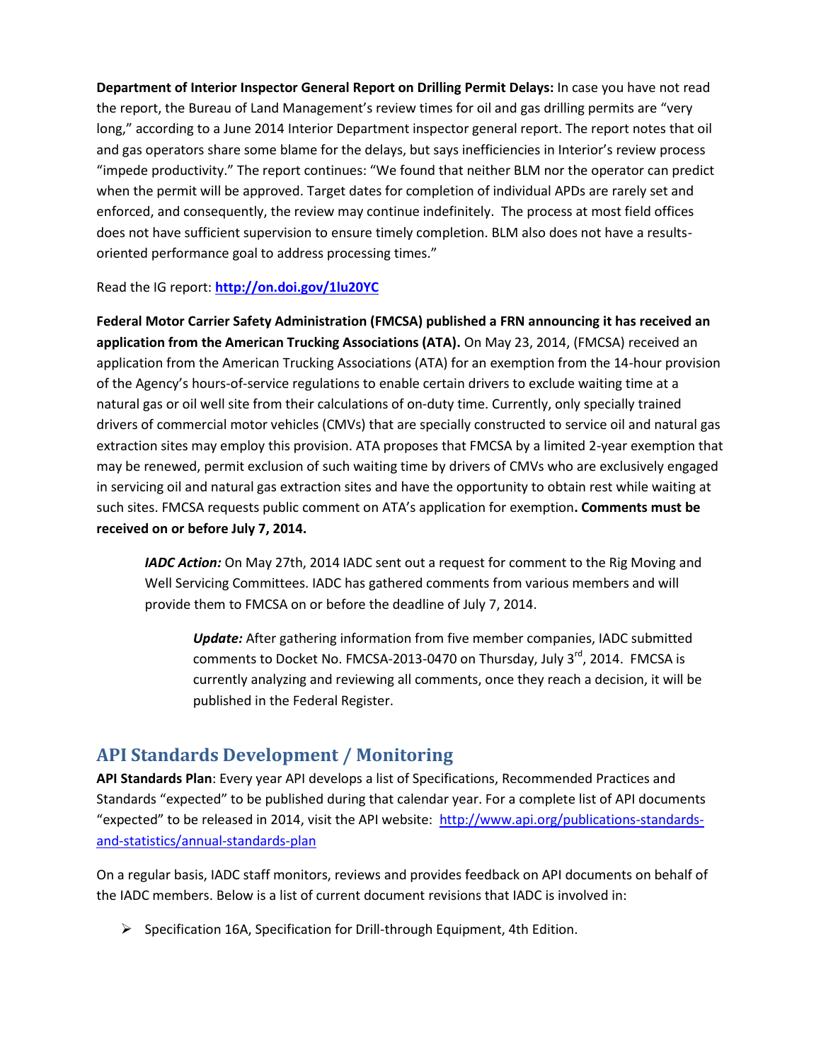**Department of Interior Inspector General Report on Drilling Permit Delays:** In case you have not read the report, the Bureau of Land Management's review times for oil and gas drilling permits are "very long," according to a June 2014 Interior Department inspector general report. The report notes that oil and gas operators share some blame for the delays, but says inefficiencies in Interior's review process "impede productivity." The report continues: "We found that neither BLM nor the operator can predict when the permit will be approved. Target dates for completion of individual APDs are rarely set and enforced, and consequently, the review may continue indefinitely. The process at most field offices does not have sufficient supervision to ensure timely completion. BLM also does not have a results-oriented performance goal to address processing times."

Read the IG report: **http://on.doi.gov/1lu20YC**

**Federal Motor Carrier Safety Administration (FMCSA) published a FRN announcing it has received an application from the American Trucking Associations (ATA).** On May 23, 2014, (FMCSA) received an application from the American Trucking Associations (ATA) for an exemption from the 14-hour provision of the Agency's hours-of-service regulations to enable certain drivers to exclude waiting time at a natural gas or oil well site from their calculations of on-duty time. Currently, only specially trained drivers of commercial motor vehicles (CMVs) that are specially constructed to service oil and natural gas extraction sites may employ this provision. ATA proposes that FMCSA by a limited 2-year exemption that may be renewed, permit exclusion of such waiting time by drivers of CMVs who are exclusively engaged in servicing oil and natural gas extraction sites and have the opportunity to obtain rest while waiting at such sites. FMCSA requests public comment on ATA's application for exemption**. Comments must be received on or before July 7, 2014.**

> ***IADC Action:*** On May 27th, 2014 IADC sent out a request for comment to the Rig Moving and Well Servicing Committees. IADC has gathered comments from various members and will provide them to FMCSA on or before the deadline of July 7, 2014.
>
> > ***Update:*** After gathering information from five member companies, IADC submitted comments to Docket No. FMCSA-2013-0470 on Thursday, July 3rd, 2014. FMCSA is currently analyzing and reviewing all comments, once they reach a decision, it will be published in the Federal Register.

## API Standards Development / Monitoring

**API Standards Plan**: Every year API develops a list of Specifications, Recommended Practices and Standards "expected" to be published during that calendar year. For a complete list of API documents "expected" to be released in 2014, visit the API website: http://www.api.org/publications-standards-and-statistics/annual-standards-plan

On a regular basis, IADC staff monitors, reviews and provides feedback on API documents on behalf of the IADC members. Below is a list of current document revisions that IADC is involved in:

- Specification 16A, Specification for Drill-through Equipment, 4th Edition.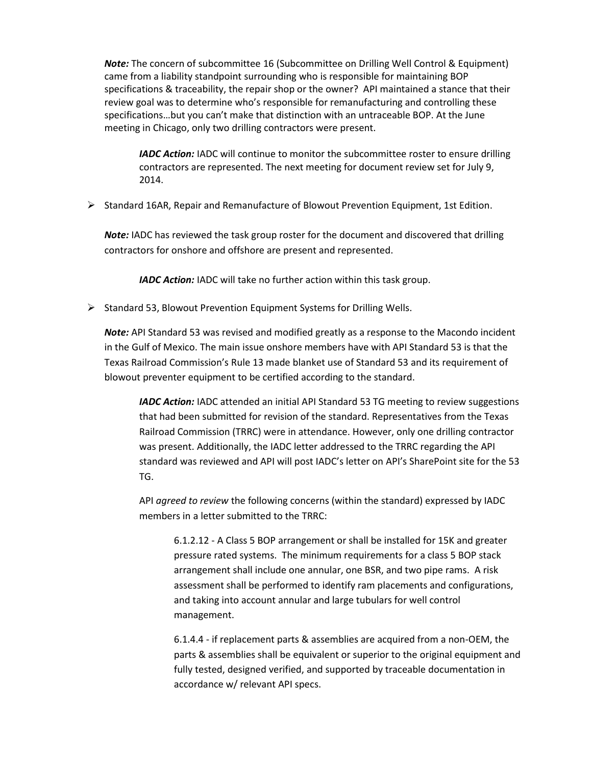***Note:*** The concern of subcommittee 16 (Subcommittee on Drilling Well Control & Equipment) came from a liability standpoint surrounding who is responsible for maintaining BOP specifications & traceability, the repair shop or the owner? API maintained a stance that their review goal was to determine who's responsible for remanufacturing and controlling these specifications…but you can't make that distinction with an untraceable BOP. At the June meeting in Chicago, only two drilling contractors were present.

> ***IADC Action:*** IADC will continue to monitor the subcommittee roster to ensure drilling contractors are represented. The next meeting for document review set for July 9, 2014.

- Standard 16AR, Repair and Remanufacture of Blowout Prevention Equipment, 1st Edition.

***Note:*** IADC has reviewed the task group roster for the document and discovered that drilling contractors for onshore and offshore are present and represented.

> ***IADC Action:*** IADC will take no further action within this task group.

- Standard 53, Blowout Prevention Equipment Systems for Drilling Wells.

***Note:*** API Standard 53 was revised and modified greatly as a response to the Macondo incident in the Gulf of Mexico. The main issue onshore members have with API Standard 53 is that the Texas Railroad Commission's Rule 13 made blanket use of Standard 53 and its requirement of blowout preventer equipment to be certified according to the standard.

> ***IADC Action:*** IADC attended an initial API Standard 53 TG meeting to review suggestions that had been submitted for revision of the standard. Representatives from the Texas Railroad Commission (TRRC) were in attendance. However, only one drilling contractor was present. Additionally, the IADC letter addressed to the TRRC regarding the API standard was reviewed and API will post IADC's letter on API's SharePoint site for the 53 TG.
>
> API *agreed to review* the following concerns (within the standard) expressed by IADC members in a letter submitted to the TRRC:
>
> > 6.1.2.12 - A Class 5 BOP arrangement or shall be installed for 15K and greater pressure rated systems. The minimum requirements for a class 5 BOP stack arrangement shall include one annular, one BSR, and two pipe rams. A risk assessment shall be performed to identify ram placements and configurations, and taking into account annular and large tubulars for well control management.
> >
> > 6.1.4.4 - if replacement parts & assemblies are acquired from a non-OEM, the parts & assemblies shall be equivalent or superior to the original equipment and fully tested, designed verified, and supported by traceable documentation in accordance w/ relevant API specs.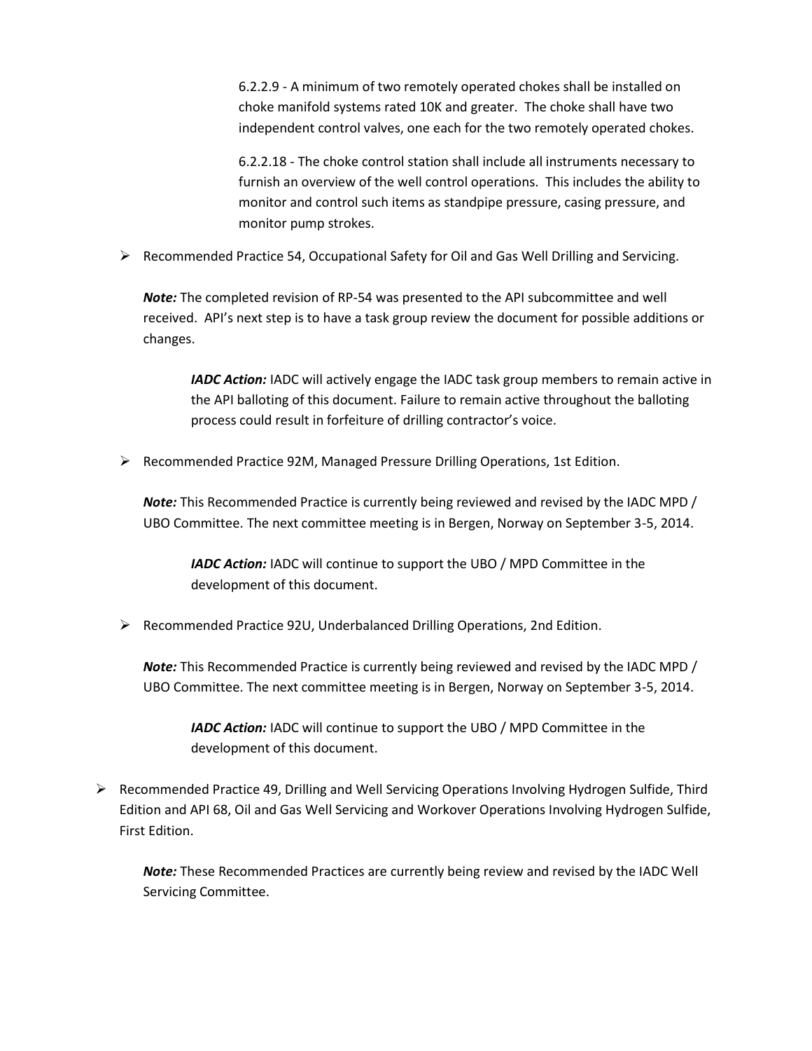6.2.2.9 - A minimum of two remotely operated chokes shall be installed on choke manifold systems rated 10K and greater. The choke shall have two independent control valves, one each for the two remotely operated chokes.

6.2.2.18 - The choke control station shall include all instruments necessary to furnish an overview of the well control operations. This includes the ability to monitor and control such items as standpipe pressure, casing pressure, and monitor pump strokes.

- Recommended Practice 54, Occupational Safety for Oil and Gas Well Drilling and Servicing.

  ***Note:*** The completed revision of RP-54 was presented to the API subcommittee and well received. API's next step is to have a task group review the document for possible additions or changes.

  > ***IADC Action:*** IADC will actively engage the IADC task group members to remain active in the API balloting of this document. Failure to remain active throughout the balloting process could result in forfeiture of drilling contractor's voice.

- Recommended Practice 92M, Managed Pressure Drilling Operations, 1st Edition.

  ***Note:*** This Recommended Practice is currently being reviewed and revised by the IADC MPD / UBO Committee. The next committee meeting is in Bergen, Norway on September 3-5, 2014.

  > ***IADC Action:*** IADC will continue to support the UBO / MPD Committee in the development of this document.

- Recommended Practice 92U, Underbalanced Drilling Operations, 2nd Edition.

  ***Note:*** This Recommended Practice is currently being reviewed and revised by the IADC MPD / UBO Committee. The next committee meeting is in Bergen, Norway on September 3-5, 2014.

  > ***IADC Action:*** IADC will continue to support the UBO / MPD Committee in the development of this document.

- Recommended Practice 49, Drilling and Well Servicing Operations Involving Hydrogen Sulfide, Third Edition and API 68, Oil and Gas Well Servicing and Workover Operations Involving Hydrogen Sulfide, First Edition.

  ***Note:*** These Recommended Practices are currently being review and revised by the IADC Well Servicing Committee.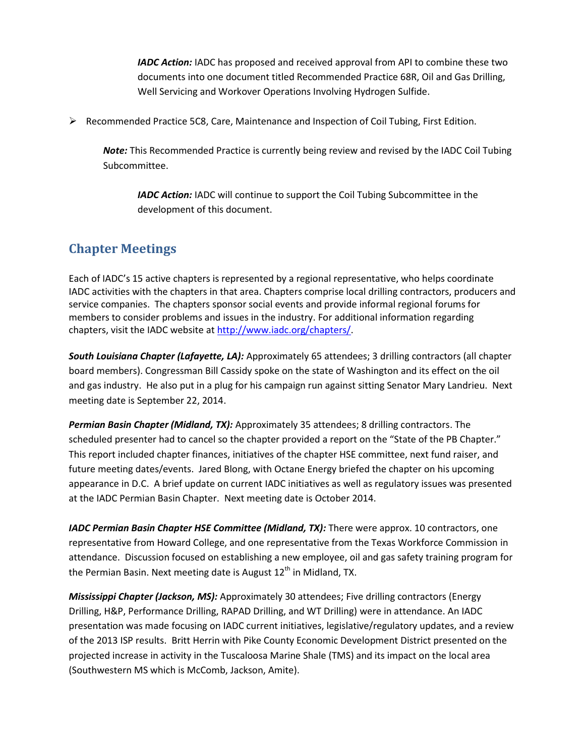***IADC Action:*** IADC has proposed and received approval from API to combine these two documents into one document titled Recommended Practice 68R, Oil and Gas Drilling, Well Servicing and Workover Operations Involving Hydrogen Sulfide.

- Recommended Practice 5C8, Care, Maintenance and Inspection of Coil Tubing, First Edition.

  ***Note:*** This Recommended Practice is currently being review and revised by the IADC Coil Tubing Subcommittee.

  ***IADC Action:*** IADC will continue to support the Coil Tubing Subcommittee in the development of this document.

## Chapter Meetings

Each of IADC's 15 active chapters is represented by a regional representative, who helps coordinate IADC activities with the chapters in that area. Chapters comprise local drilling contractors, producers and service companies. The chapters sponsor social events and provide informal regional forums for members to consider problems and issues in the industry. For additional information regarding chapters, visit the IADC website at http://www.iadc.org/chapters/.

***South Louisiana Chapter (Lafayette, LA):*** Approximately 65 attendees; 3 drilling contractors (all chapter board members). Congressman Bill Cassidy spoke on the state of Washington and its effect on the oil and gas industry. He also put in a plug for his campaign run against sitting Senator Mary Landrieu. Next meeting date is September 22, 2014.

***Permian Basin Chapter (Midland, TX):*** Approximately 35 attendees; 8 drilling contractors. The scheduled presenter had to cancel so the chapter provided a report on the "State of the PB Chapter." This report included chapter finances, initiatives of the chapter HSE committee, next fund raiser, and future meeting dates/events. Jared Blong, with Octane Energy briefed the chapter on his upcoming appearance in D.C. A brief update on current IADC initiatives as well as regulatory issues was presented at the IADC Permian Basin Chapter. Next meeting date is October 2014.

***IADC Permian Basin Chapter HSE Committee (Midland, TX):*** There were approx. 10 contractors, one representative from Howard College, and one representative from the Texas Workforce Commission in attendance. Discussion focused on establishing a new employee, oil and gas safety training program for the Permian Basin. Next meeting date is August 12th in Midland, TX.

***Mississippi Chapter (Jackson, MS):*** Approximately 30 attendees; Five drilling contractors (Energy Drilling, H&P, Performance Drilling, RAPAD Drilling, and WT Drilling) were in attendance. An IADC presentation was made focusing on IADC current initiatives, legislative/regulatory updates, and a review of the 2013 ISP results. Britt Herrin with Pike County Economic Development District presented on the projected increase in activity in the Tuscaloosa Marine Shale (TMS) and its impact on the local area (Southwestern MS which is McComb, Jackson, Amite).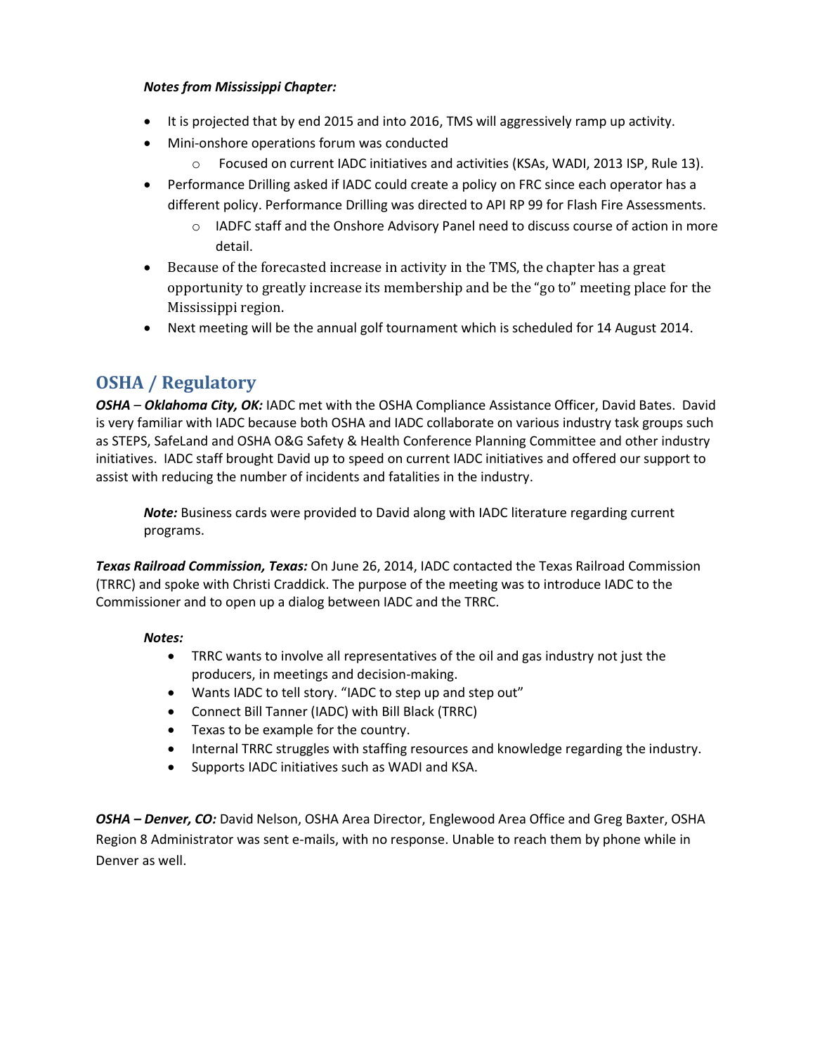***Notes from Mississippi Chapter:***

- It is projected that by end 2015 and into 2016, TMS will aggressively ramp up activity.
- Mini-onshore operations forum was conducted
  - Focused on current IADC initiatives and activities (KSAs, WADI, 2013 ISP, Rule 13).
- Performance Drilling asked if IADC could create a policy on FRC since each operator has a different policy. Performance Drilling was directed to API RP 99 for Flash Fire Assessments.
  - IADFC staff and the Onshore Advisory Panel need to discuss course of action in more detail.
- Because of the forecasted increase in activity in the TMS, the chapter has a great opportunity to greatly increase its membership and be the "go to" meeting place for the Mississippi region.
- Next meeting will be the annual golf tournament which is scheduled for 14 August 2014.

## OSHA / Regulatory

***OSHA – Oklahoma City, OK:*** IADC met with the OSHA Compliance Assistance Officer, David Bates. David is very familiar with IADC because both OSHA and IADC collaborate on various industry task groups such as STEPS, SafeLand and OSHA O&G Safety & Health Conference Planning Committee and other industry initiatives. IADC staff brought David up to speed on current IADC initiatives and offered our support to assist with reducing the number of incidents and fatalities in the industry.

> ***Note:*** Business cards were provided to David along with IADC literature regarding current programs.

***Texas Railroad Commission, Texas:*** On June 26, 2014, IADC contacted the Texas Railroad Commission (TRRC) and spoke with Christi Craddick. The purpose of the meeting was to introduce IADC to the Commissioner and to open up a dialog between IADC and the TRRC.

***Notes:***

- TRRC wants to involve all representatives of the oil and gas industry not just the producers, in meetings and decision-making.
- Wants IADC to tell story. "IADC to step up and step out"
- Connect Bill Tanner (IADC) with Bill Black (TRRC)
- Texas to be example for the country.
- Internal TRRC struggles with staffing resources and knowledge regarding the industry.
- Supports IADC initiatives such as WADI and KSA.

***OSHA – Denver, CO:*** David Nelson, OSHA Area Director, Englewood Area Office and Greg Baxter, OSHA Region 8 Administrator was sent e-mails, with no response. Unable to reach them by phone while in Denver as well.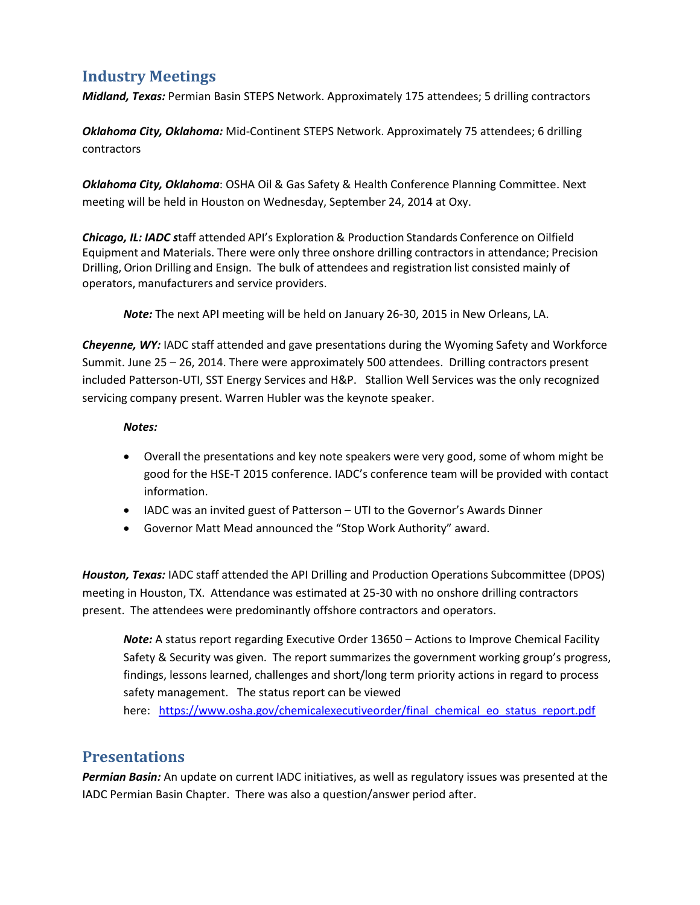## Industry Meetings

***Midland, Texas:*** Permian Basin STEPS Network. Approximately 175 attendees; 5 drilling contractors

***Oklahoma City, Oklahoma:*** Mid-Continent STEPS Network. Approximately 75 attendees; 6 drilling contractors

***Oklahoma City, Oklahoma***: OSHA Oil & Gas Safety & Health Conference Planning Committee. Next meeting will be held in Houston on Wednesday, September 24, 2014 at Oxy.

***Chicago, IL: IADC s***taff attended API's Exploration & Production Standards Conference on Oilfield Equipment and Materials. There were only three onshore drilling contractors in attendance; Precision Drilling, Orion Drilling and Ensign. The bulk of attendees and registration list consisted mainly of operators, manufacturers and service providers.

> ***Note:*** The next API meeting will be held on January 26-30, 2015 in New Orleans, LA.

***Cheyenne, WY:*** IADC staff attended and gave presentations during the Wyoming Safety and Workforce Summit. June 25 – 26, 2014. There were approximately 500 attendees. Drilling contractors present included Patterson-UTI, SST Energy Services and H&P. Stallion Well Services was the only recognized servicing company present. Warren Hubler was the keynote speaker.

***Notes:***

- Overall the presentations and key note speakers were very good, some of whom might be good for the HSE-T 2015 conference. IADC's conference team will be provided with contact information.
- IADC was an invited guest of Patterson – UTI to the Governor's Awards Dinner
- Governor Matt Mead announced the "Stop Work Authority" award.

***Houston, Texas:*** IADC staff attended the API Drilling and Production Operations Subcommittee (DPOS) meeting in Houston, TX. Attendance was estimated at 25-30 with no onshore drilling contractors present. The attendees were predominantly offshore contractors and operators.

> ***Note:*** A status report regarding Executive Order 13650 – Actions to Improve Chemical Facility Safety & Security was given. The report summarizes the government working group's progress, findings, lessons learned, challenges and short/long term priority actions in regard to process safety management. The status report can be viewed here: https://www.osha.gov/chemicalexecutiveorder/final_chemical_eo_status_report.pdf

## Presentations

***Permian Basin:*** An update on current IADC initiatives, as well as regulatory issues was presented at the IADC Permian Basin Chapter. There was also a question/answer period after.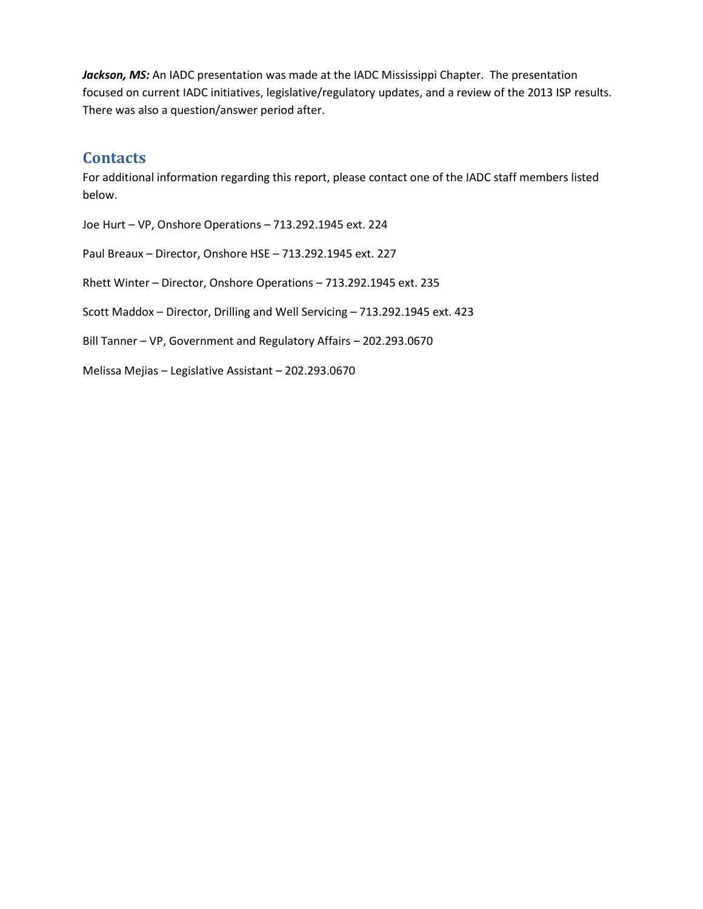***Jackson, MS:*** An IADC presentation was made at the IADC Mississippi Chapter. The presentation focused on current IADC initiatives, legislative/regulatory updates, and a review of the 2013 ISP results. There was also a question/answer period after.

## Contacts

For additional information regarding this report, please contact one of the IADC staff members listed below.

Joe Hurt – VP, Onshore Operations – 713.292.1945 ext. 224

Paul Breaux – Director, Onshore HSE – 713.292.1945 ext. 227

Rhett Winter – Director, Onshore Operations – 713.292.1945 ext. 235

Scott Maddox – Director, Drilling and Well Servicing – 713.292.1945 ext. 423

Bill Tanner – VP, Government and Regulatory Affairs – 202.293.0670

Melissa Mejias – Legislative Assistant – 202.293.0670